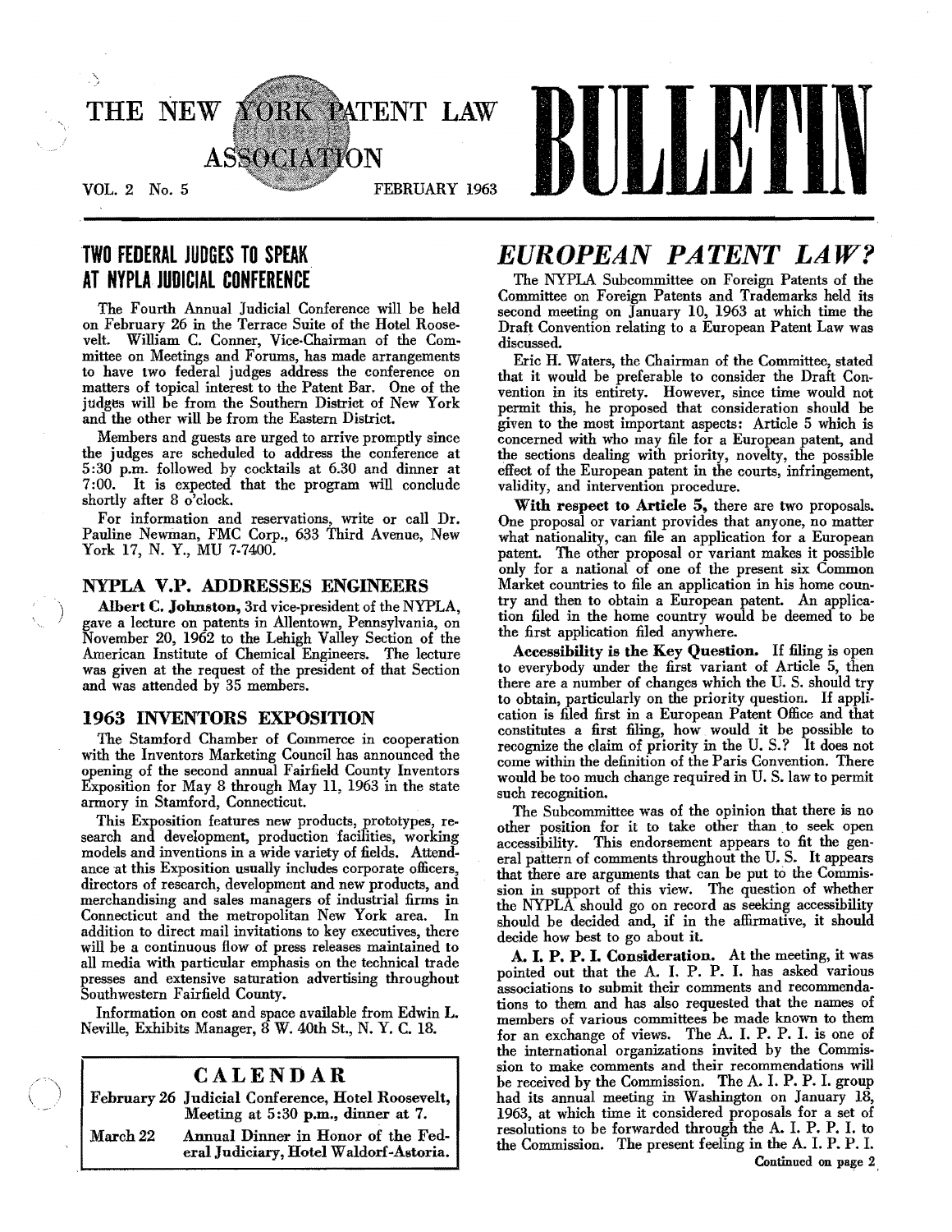# THE NEW YORK PATENT LAW ASSOCIATION BULLETIN

VOL. 2 No. 5 — FEBRUARY 1963

## TWO FEDERAL JUDGES TO SPEAK AT NYPLA JUDICIAL CONFERENCE

The Fourth Annual Judicial Conference will be held on February 26 in the Terrace Suite of the Hotel Roosevelt. William C. Conner, Vice-Chairman of the Committee on Meetings and Forums, has made arrangements to have two federal judges address the conference on matters of topical interest to the Patent Bar. One of the judges will be from the Southern District of New York and the other will be from the Eastern District.

Members and guests are urged to arrive promptly since the judges are scheduled to address the conference at 5:30 p.m. followed by cocktails at 6.30 and dinner at 7:00. It is expected that the program will conclude shortly after 8 o'clock.

For information and reservations, write or call Dr. Pauline Newman, FMC Corp., 633 Third Avenue, New York 17, N. Y., MU 7-7400.

## NYPLA V.P. ADDRESSES ENGINEERS

**Albert C. Johnston,** 3rd vice-president of the NYPLA, gave a lecture on patents in Allentown, Pennsylvania, on November 20, 1962 to the Lehigh Valley Section of the American Institute of Chemical Engineers. The lecture was given at the request of the president of that Section and was attended by 35 members.

## 1963 INVENTORS EXPOSITION

The Stamford Chamber of Commerce in cooperation with the Inventors Marketing Council has announced the opening of the second annual Fairfield County Inventors Exposition for May 8 through May 11, 1963 in the state armory in Stamford, Connecticut.

This Exposition features new products, prototypes, research and development, production facilities, working models and inventions in a wide variety of fields. Attendance at this Exposition usually includes corporate officers, directors of research, development and new products, and merchandising and sales managers of industrial firms in Connecticut and the metropolitan New York area. In addition to direct mail invitations to key executives, there will be a continuous flow of press releases maintained to all media with particular emphasis on the technical trade presses and extensive saturation advertising throughout Southwestern Fairfield County.

Information on cost and space available from Edwin L. Neville, Exhibits Manager, 8 W. 40th St., N. Y. C. 18.

### CALENDAR

| | |
|---|---|
| February 26 | Judicial Conference, Hotel Roosevelt, Meeting at 5:30 p.m., dinner at 7. |
| March 22 | Annual Dinner in Honor of the Federal Judiciary, Hotel Waldorf-Astoria. |

## *EUROPEAN PATENT LAW?*

The NYPLA Subcommittee on Foreign Patents of the Committee on Foreign Patents and Trademarks held its second meeting on January 10, 1963 at which time the Draft Convention relating to a European Patent Law was discussed.

Eric H. Waters, the Chairman of the Committee, stated that it would be preferable to consider the Draft Convention in its entirety. However, since time would not permit this, he proposed that consideration should be given to the most important aspects: Article 5 which is concerned with who may file for a European patent, and the sections dealing with priority, novelty, the possible effect of the European patent in the courts, infringement, validity, and intervention procedure.

**With respect to Article 5,** there are two proposals. One proposal or variant provides that anyone, no matter what nationality, can file an application for a European patent. The other proposal or variant makes it possible only for a national of one of the present six Common Market countries to file an application in his home country and then to obtain a European patent. An application filed in the home country would be deemed to be the first application filed anywhere.

**Accessibility is the Key Question.** If filing is open to everybody under the first variant of Article 5, then there are a number of changes which the U. S. should try to obtain, particularly on the priority question. If application is filed first in a European Patent Office and that constitutes a first filing, how would it be possible to recognize the claim of priority in the U. S.? It does not come within the definition of the Paris Convention. There would be too much change required in U. S. law to permit such recognition.

The Subcommittee was of the opinion that there is no other position for it to take other than to seek open accessibility. This endorsement appears to fit the general pattern of comments throughout the U. S. It appears that there are arguments that can be put to the Commission in support of this view. The question of whether the NYPLA should go on record as seeking accessibility should be decided and, if in the affirmative, it should decide how best to go about it.

**A. I. P. P. I. Consideration.** At the meeting, it was pointed out that the A. I. P. P. I. has asked various associations to submit their comments and recommendations to them and has also requested that the names of members of various committees be made known to them for an exchange of views. The A. I. P. P. I. is one of the international organizations invited by the Commission to make comments and their recommendations will be received by the Commission. The A. I. P. P. I. group had its annual meeting in Washington on January 18, 1963, at which time it considered proposals for a set of resolutions to be forwarded through the A. I. P. P. I. to the Commission. The present feeling in the A. I. P. P. I.

*Continued on page 2*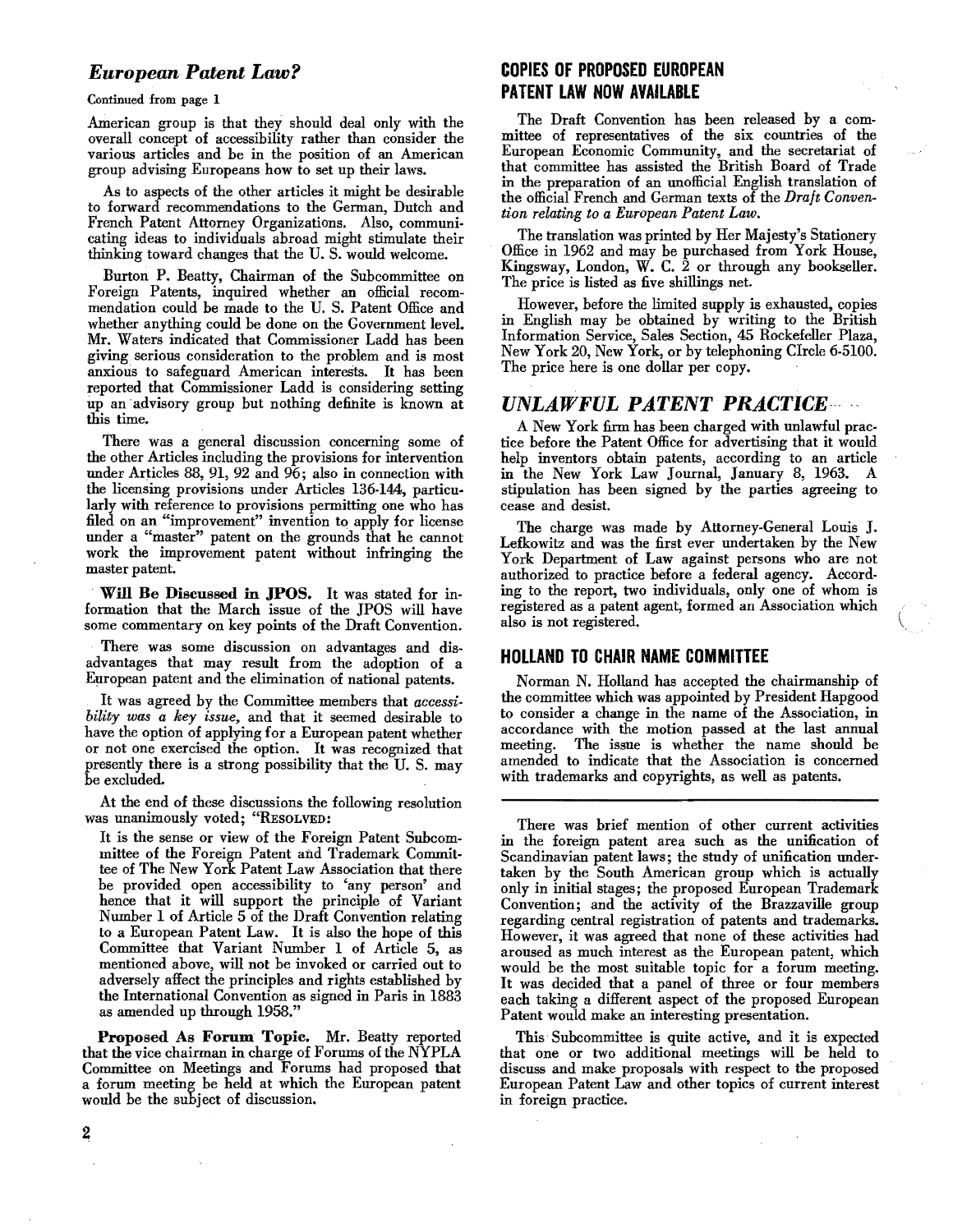## *European Patent Law?*

Continued from page 1

American group is that they should deal only with the overall concept of accessibility rather than consider the various articles and be in the position of an American group advising Europeans how to set up their laws.

As to aspects of the other articles it might be desirable to forward recommendations to the German, Dutch and French Patent Attorney Organizations. Also, communicating ideas to individuals abroad might stimulate their thinking toward changes that the U. S. would welcome.

Burton P. Beatty, Chairman of the Subcommittee on Foreign Patents, inquired whether an official recommendation could be made to the U. S. Patent Office and whether anything could be done on the Government level. Mr. Waters indicated that Commissioner Ladd has been giving serious consideration to the problem and is most anxious to safeguard American interests. It has been reported that Commissioner Ladd is considering setting up an advisory group but nothing definite is known at this time.

There was a general discussion concerning some of the other Articles including the provisions for intervention under Articles 88, 91, 92 and 96; also in connection with the licensing provisions under Articles 136-144, particularly with reference to provisions permitting one who has filed on an "improvement" invention to apply for license under a "master" patent on the grounds that he cannot work the improvement patent without infringing the master patent.

**Will Be Discussed in JPOS.** It was stated for information that the March issue of the JPOS will have some commentary on key points of the Draft Convention.

There was some discussion on advantages and disadvantages that may result from the adoption of a European patent and the elimination of national patents.

It was agreed by the Committee members that *accessibility was a key issue*, and that it seemed desirable to have the option of applying for a European patent whether or not one exercised the option. It was recognized that presently there is a strong possibility that the U. S. may be excluded.

At the end of these discussions the following resolution was unanimously voted; "RESOLVED:

It is the sense or view of the Foreign Patent Subcommittee of the Foreign Patent and Trademark Committee of The New York Patent Law Association that there be provided open accessibility to 'any person' and hence that it will support the principle of Variant Number 1 of Article 5 of the Draft Convention relating to a European Patent Law. It is also the hope of this Committee that Variant Number 1 of Article 5, as mentioned above, will not be invoked or carried out to adversely affect the principles and rights established by the International Convention as signed in Paris in 1883 as amended up through 1958."

**Proposed As Forum Topic.** Mr. Beatty reported that the vice chairman in charge of Forums of the NYPLA Committee on Meetings and Forums had proposed that a forum meeting be held at which the European patent would be the subject of discussion.

There was brief mention of other current activities in the foreign patent area such as the unification of Scandinavian patent laws; the study of unification undertaken by the South American group which is actually only in initial stages; the proposed European Trademark Convention; and the activity of the Brazzaville group regarding central registration of patents and trademarks. However, it was agreed that none of these activities had aroused as much interest as the European patent, which would be the most suitable topic for a forum meeting. It was decided that a panel of three or four members each taking a different aspect of the proposed European Patent would make an interesting presentation.

This Subcommittee is quite active, and it is expected that one or two additional meetings will be held to discuss and make proposals with respect to the proposed European Patent Law and other topics of current interest in foreign practice.

## COPIES OF PROPOSED EUROPEAN PATENT LAW NOW AVAILABLE

The Draft Convention has been released by a committee of representatives of the six countries of the European Economic Community, and the secretariat of that committee has assisted the British Board of Trade in the preparation of an unofficial English translation of the official French and German texts of the *Draft Convention relating to a European Patent Law.*

The translation was printed by Her Majesty's Stationery Office in 1962 and may be purchased from York House, Kingsway, London, W. C. 2 or through any bookseller. The price is listed as five shillings net.

However, before the limited supply is exhausted, copies in English may be obtained by writing to the British Information Service, Sales Section, 45 Rockefeller Plaza, New York 20, New York, or by telephoning CIrcle 6-5100. The price here is one dollar per copy.

## *UNLAWFUL PATENT PRACTICE*

A New York firm has been charged with unlawful practice before the Patent Office for advertising that it would help inventors obtain patents, according to an article in the New York Law Journal, January 8, 1963. A stipulation has been signed by the parties agreeing to cease and desist.

The charge was made by Attorney-General Louis J. Lefkowitz and was the first ever undertaken by the New York Department of Law against persons who are not authorized to practice before a federal agency. According to the report, two individuals, only one of whom is registered as a patent agent, formed an Association which also is not registered.

## HOLLAND TO CHAIR NAME COMMITTEE

Norman N. Holland has accepted the chairmanship of the committee which was appointed by President Hapgood to consider a change in the name of the Association, in accordance with the motion passed at the last annual meeting. The issue is whether the name should be amended to indicate that the Association is concerned with trademarks and copyrights, as well as patents.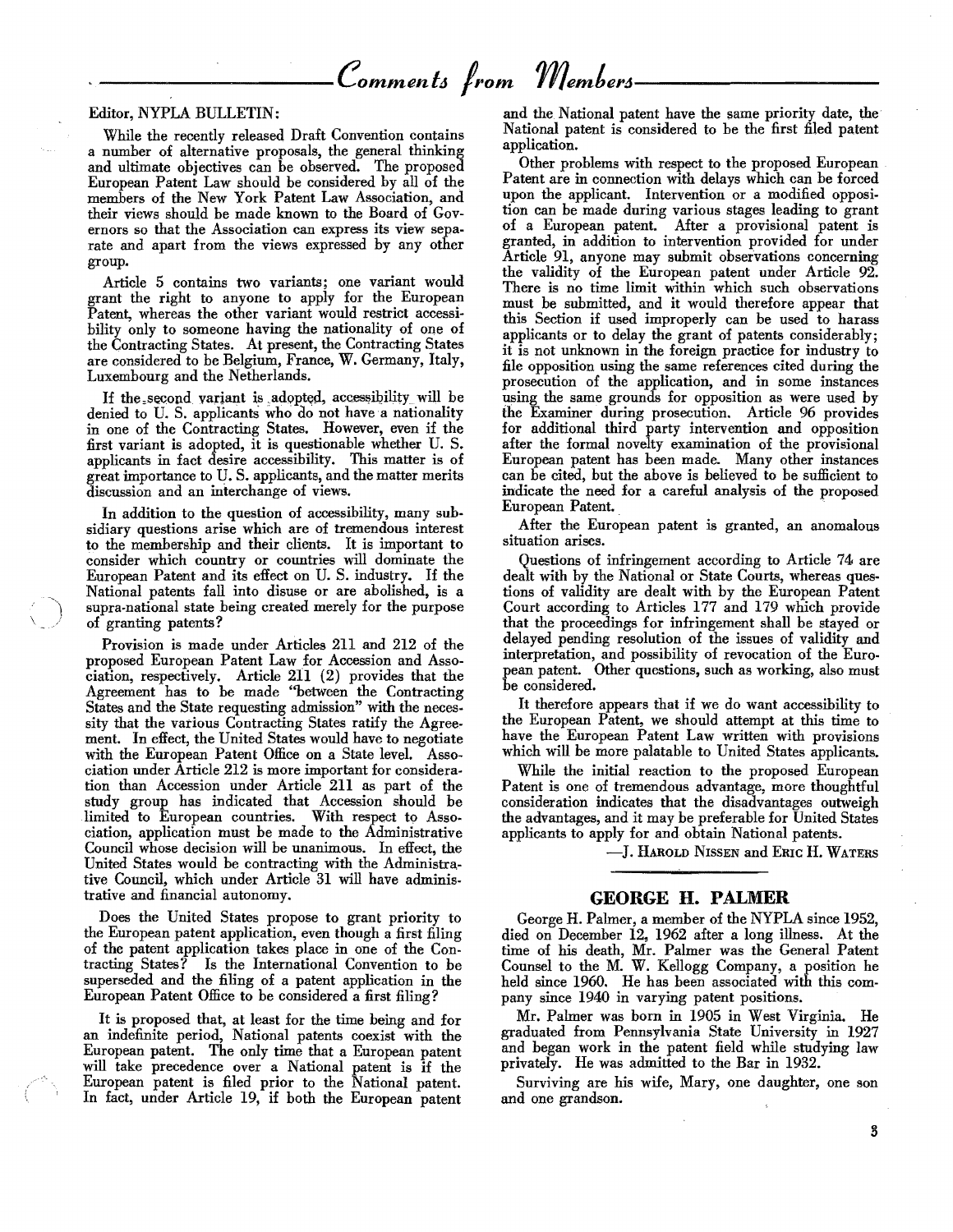# Comments from Members

Editor, NYPLA BULLETIN:

While the recently released Draft Convention contains a number of alternative proposals, the general thinking and ultimate objectives can be observed. The proposed European Patent Law should be considered by all of the members of the New York Patent Law Association, and their views should be made known to the Board of Governors so that the Association can express its view separate and apart from the views expressed by any other group.

Article 5 contains two variants; one variant would grant the right to anyone to apply for the European Patent, whereas the other variant would restrict accessibility only to someone having the nationality of one of the Contracting States. At present, the Contracting States are considered to be Belgium, France, W. Germany, Italy, Luxembourg and the Netherlands.

If the second variant is adopted, accessibility will be denied to U. S. applicants who do not have a nationality in one of the Contracting States. However, even if the first variant is adopted, it is questionable whether U. S. applicants in fact desire accessibility. This matter is of great importance to U. S. applicants, and the matter merits discussion and an interchange of views.

In addition to the question of accessibility, many subsidiary questions arise which are of tremendous interest to the membership and their clients. It is important to consider which country or countries will dominate the European Patent and its effect on U. S. industry. If the National patents fall into disuse or are abolished, is a supra-national state being created merely for the purpose of granting patents?

Provision is made under Articles 211 and 212 of the proposed European Patent Law for Accession and Association, respectively. Article 211 (2) provides that the Agreement has to be made "between the Contracting States and the State requesting admission" with the necessity that the various Contracting States ratify the Agreement. In effect, the United States would have to negotiate with the European Patent Office on a State level. Association under Article 212 is more important for consideration than Accession under Article 211 as part of the study group has indicated that Accession should be limited to European countries. With respect to Association, application must be made to the Administrative Council whose decision will be unanimous. In effect, the United States would be contracting with the Administrative Council, which under Article 31 will have administrative and financial autonomy.

Does the United States propose to grant priority to the European patent application, even though a first filing of the patent application takes place in one of the Contracting States? Is the International Convention to be superseded and the filing of a patent application in the European Patent Office to be considered a first filing?

It is proposed that, at least for the time being and for an indefinite period, National patents coexist with the European patent. The only time that a European patent will take precedence over a National patent is if the European patent is filed prior to the National patent. In fact, under Article 19, if both the European patent and the National patent have the same priority date, the National patent is considered to be the first filed patent application.

Other problems with respect to the proposed European Patent are in connection with delays which can be forced upon the applicant. Intervention or a modified opposition can be made during various stages leading to grant of a European patent. After a provisional patent is granted, in addition to intervention provided for under Article 91, anyone may submit observations concerning the validity of the European patent under Article 92. There is no time limit within which such observations must be submitted, and it would therefore appear that this Section if used improperly can be used to harass applicants or to delay the grant of patents considerably; it is not unknown in the foreign practice for industry to file opposition using the same references cited during the prosecution of the application, and in some instances using the same grounds for opposition as were used by the Examiner during prosecution. Article 96 provides for additional third party intervention and opposition after the formal novelty examination of the provisional European patent has been made. Many other instances can be cited, but the above is believed to be sufficient to indicate the need for a careful analysis of the proposed European Patent.

After the European patent is granted, an anomalous situation arises.

Questions of infringement according to Article 74 are dealt with by the National or State Courts, whereas questions of validity are dealt with by the European Patent Court according to Articles 177 and 179 which provide that the proceedings for infringement shall be stayed or delayed pending resolution of the issues of validity and interpretation, and possibility of revocation of the European patent. Other questions, such as working, also must be considered.

It therefore appears that if we do want accessibility to the European Patent, we should attempt at this time to have the European Patent Law written with provisions which will be more palatable to United States applicants.

While the initial reaction to the proposed European Patent is one of tremendous advantage, more thoughtful consideration indicates that the disadvantages outweigh the advantages, and it may be preferable for United States applicants to apply for and obtain National patents.

—J. HAROLD NISSEN and ERIC H. WATERS

## GEORGE H. PALMER

George H. Palmer, a member of the NYPLA since 1952, died on December 12, 1962 after a long illness. At the time of his death, Mr. Palmer was the General Patent Counsel to the M. W. Kellogg Company, a position he held since 1960. He has been associated with this company since 1940 in varying patent positions.

Mr. Palmer was born in 1905 in West Virginia. He graduated from Pennsylvania State University in 1927 and began work in the patent field while studying law privately. He was admitted to the Bar in 1932.

Surviving are his wife, Mary, one daughter, one son and one grandson.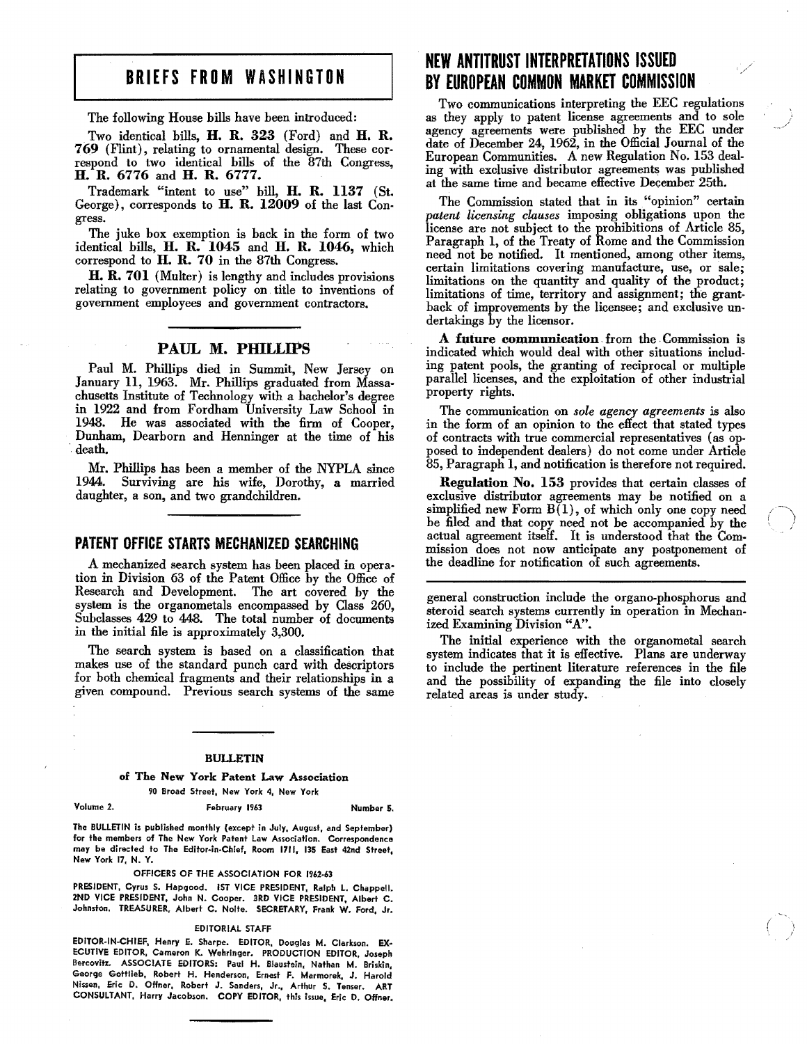## BRIEFS FROM WASHINGTON

The following House bills have been introduced:

Two identical bills, **H. R. 323** (Ford) and **H. R. 769** (Flint), relating to ornamental design. These correspond to two identical bills of the 87th Congress, **H. R. 6776** and **H. R. 6777.**

Trademark "intent to use" bill, **H. R. 1137** (St. George), corresponds to **H. R. 12009** of the last Congress.

The juke box exemption is back in the form of two identical bills, **H. R. 1045** and **H. R. 1046,** which correspond to **H. R. 70** in the 87th Congress.

**H. R. 701** (Multer) is lengthy and includes provisions relating to government policy on title to inventions of government employees and government contractors.

## PAUL M. PHILLIPS

Paul M. Phillips died in Summit, New Jersey on January 11, 1963. Mr. Phillips graduated from Massachusetts Institute of Technology with a bachelor's degree in 1922 and from Fordham University Law School in 1948. He was associated with the firm of Cooper, Dunham, Dearborn and Henninger at the time of his death.

Mr. Phillips has been a member of the NYPLA since 1944. Surviving are his wife, Dorothy, a married daughter, a son, and two grandchildren.

## PATENT OFFICE STARTS MECHANIZED SEARCHING

A mechanized search system has been placed in operation in Division 63 of the Patent Office by the Office of Research and Development. The art covered by the system is the organometals encompassed by Class 260, Subclasses 429 to 448. The total number of documents in the initial file is approximately 3,300.

The search system is based on a classification that makes use of the standard punch card with descriptors for both chemical fragments and their relationships in a given compound. Previous search systems of the same general construction include the organo-phosphorus and steroid search systems currently in operation in Mechanized Examining Division "A".

The initial experience with the organometal search system indicates that it is effective. Plans are underway to include the pertinent literature references in the file and the possibility of expanding the file into closely related areas is under study.

## NEW ANTITRUST INTERPRETATIONS ISSUED BY EUROPEAN COMMON MARKET COMMISSION

Two communications interpreting the EEC regulations as they apply to patent license agreements and to sole agency agreements were published by the EEC under date of December 24, 1962, in the Official Journal of the European Communities. A new Regulation No. 153 dealing with exclusive distributor agreements was published at the same time and became effective December 25th.

The Commission stated that in its "opinion" certain *patent licensing clauses* imposing obligations upon the license are not subject to the prohibitions of Article 85, Paragraph 1, of the Treaty of Rome and the Commission need not be notified. It mentioned, among other items, certain limitations covering manufacture, use, or sale; limitations on the quantity and quality of the product; limitations of time, territory and assignment; the grant-back of improvements by the licensee; and exclusive undertakings by the licensor.

**A future communication** from the Commission is indicated which would deal with other situations including patent pools, the granting of reciprocal or multiple parallel licenses, and the exploitation of other industrial property rights.

The communication on *sole agency agreements* is also in the form of an opinion to the effect that stated types of contracts with true commercial representatives (as opposed to independent dealers) do not come under Article 85, Paragraph 1, and notification is therefore not required.

**Regulation No. 153** provides that certain classes of exclusive distributor agreements may be notified on a simplified new Form B(1), of which only one copy need be filed and that copy need not be accompanied by the actual agreement itself. It is understood that the Commission does not now anticipate any postponement of the deadline for notification of such agreements.

---

**BULLETIN**

**of The New York Patent Law Association**

90 Broad Street, New York 4, New York

Volume 2. February 1963 Number 5.

The BULLETIN is published monthly (except in July, August, and September) for the members of The New York Patent Law Association. Correspondence may be directed to The Editor-in-Chief, Room 1711, 135 East 42nd Street, New York 17, N. Y.

OFFICERS OF THE ASSOCIATION FOR 1962-63

PRESIDENT, Cyrus S. Hapgood. 1ST VICE PRESIDENT, Ralph L. Chappell. 2ND VICE PRESIDENT, John N. Cooper. 3RD VICE PRESIDENT, Albert C. Johnston. TREASURER, Albert C. Nolte. SECRETARY, Frank W. Ford, Jr.

EDITORIAL STAFF

EDITOR-IN-CHIEF, Henry E. Sharpe. EDITOR, Douglas M. Clarkson. EXECUTIVE EDITOR, Cameron K. Wehringer. PRODUCTION EDITOR, Joseph Bercovitz. ASSOCIATE EDITORS: Paul H. Blaustein, Nathan M. Briskin, George Gottlieb, Robert H. Henderson, Ernest F. Marmorek, J. Harold Nissen, Eric D. Offner, Robert J. Sanders, Jr., Arthur S. Tenser. ART CONSULTANT, Harry Jacobson. COPY EDITOR, this issue, Eric D. Offner.